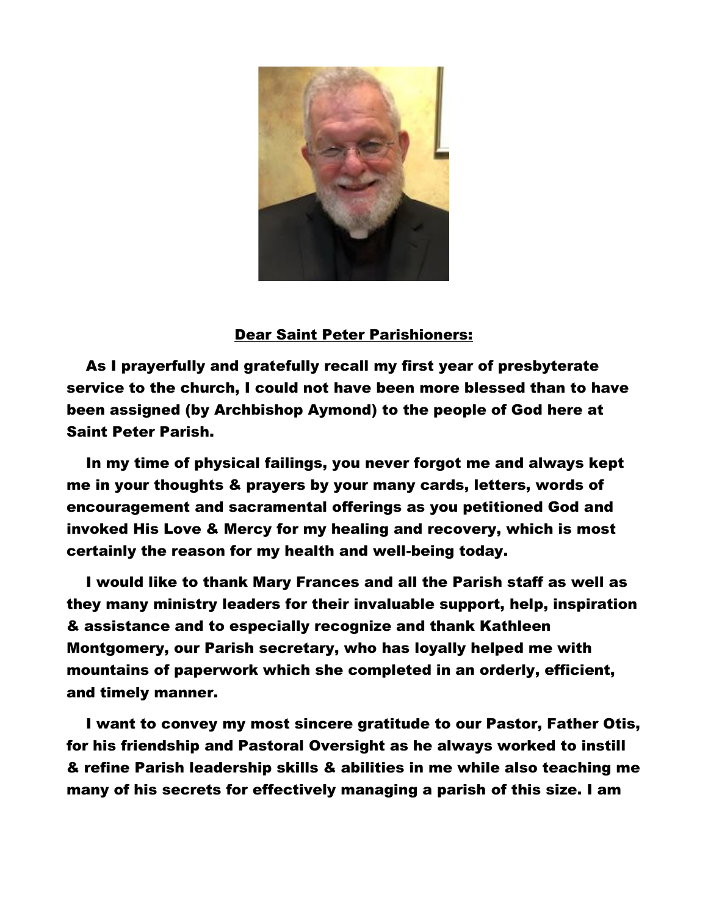**<u>Dear Saint Peter Parishioners:</u>**

**As I prayerfully and gratefully recall my first year of presbyterate service to the church, I could not have been more blessed than to have been assigned (by Archbishop Aymond) to the people of God here at Saint Peter Parish.**

**In my time of physical failings, you never forgot me and always kept me in your thoughts & prayers by your many cards, letters, words of encouragement and sacramental offerings as you petitioned God and invoked His Love & Mercy for my healing and recovery, which is most certainly the reason for my health and well-being today.**

**I would like to thank Mary Frances and all the Parish staff as well as they many ministry leaders for their invaluable support, help, inspiration & assistance and to especially recognize and thank Kathleen Montgomery, our Parish secretary, who has loyally helped me with mountains of paperwork which she completed in an orderly, efficient, and timely manner.**

**I want to convey my most sincere gratitude to our Pastor, Father Otis, for his friendship and Pastoral Oversight as he always worked to instill & refine Parish leadership skills & abilities in me while also teaching me many of his secrets for effectively managing a parish of this size. I am**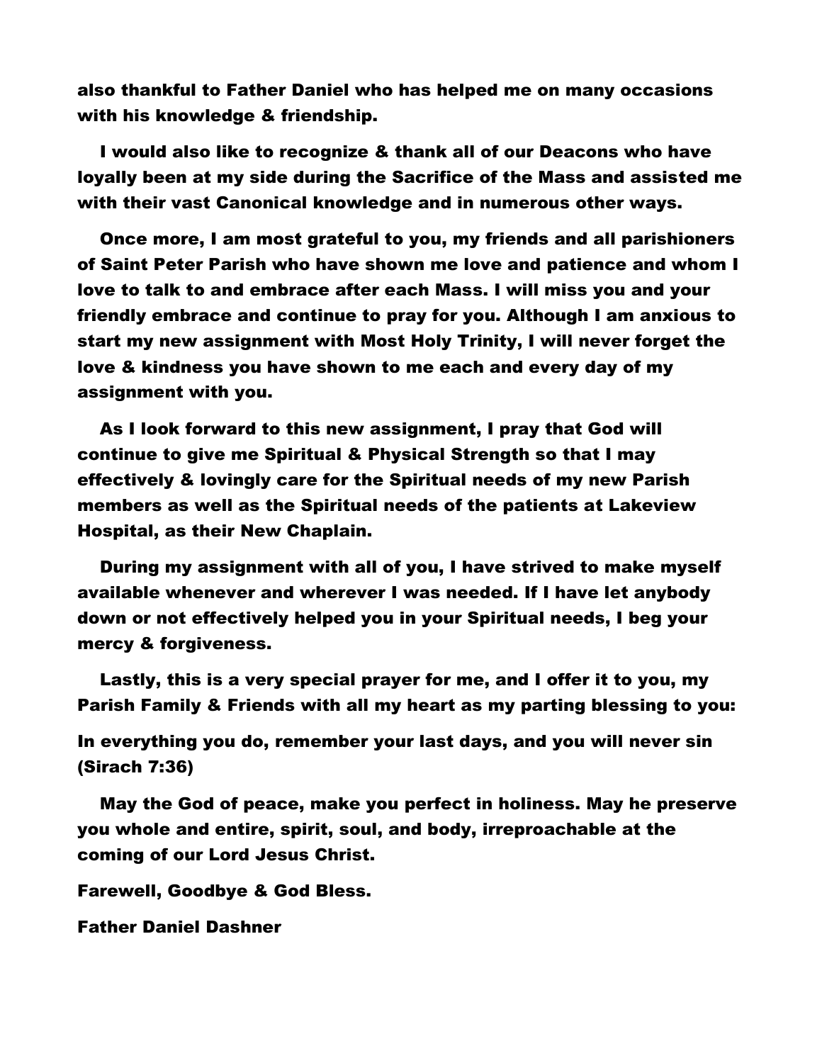**also thankful to Father Daniel who has helped me on many occasions with his knowledge & friendship.**

**I would also like to recognize & thank all of our Deacons who have loyally been at my side during the Sacrifice of the Mass and assisted me with their vast Canonical knowledge and in numerous other ways.**

**Once more, I am most grateful to you, my friends and all parishioners of Saint Peter Parish who have shown me love and patience and whom I love to talk to and embrace after each Mass. I will miss you and your friendly embrace and continue to pray for you. Although I am anxious to start my new assignment with Most Holy Trinity, I will never forget the love & kindness you have shown to me each and every day of my assignment with you.**

**As I look forward to this new assignment, I pray that God will continue to give me Spiritual & Physical Strength so that I may effectively & lovingly care for the Spiritual needs of my new Parish members as well as the Spiritual needs of the patients at Lakeview Hospital, as their New Chaplain.**

**During my assignment with all of you, I have strived to make myself available whenever and wherever I was needed. If I have let anybody down or not effectively helped you in your Spiritual needs, I beg your mercy & forgiveness.**

**Lastly, this is a very special prayer for me, and I offer it to you, my Parish Family & Friends with all my heart as my parting blessing to you:**

**In everything you do, remember your last days, and you will never sin (Sirach 7:36)**

**May the God of peace, make you perfect in holiness. May he preserve you whole and entire, spirit, soul, and body, irreproachable at the coming of our Lord Jesus Christ.**

**Farewell, Goodbye & God Bless.**

**Father Daniel Dashner**